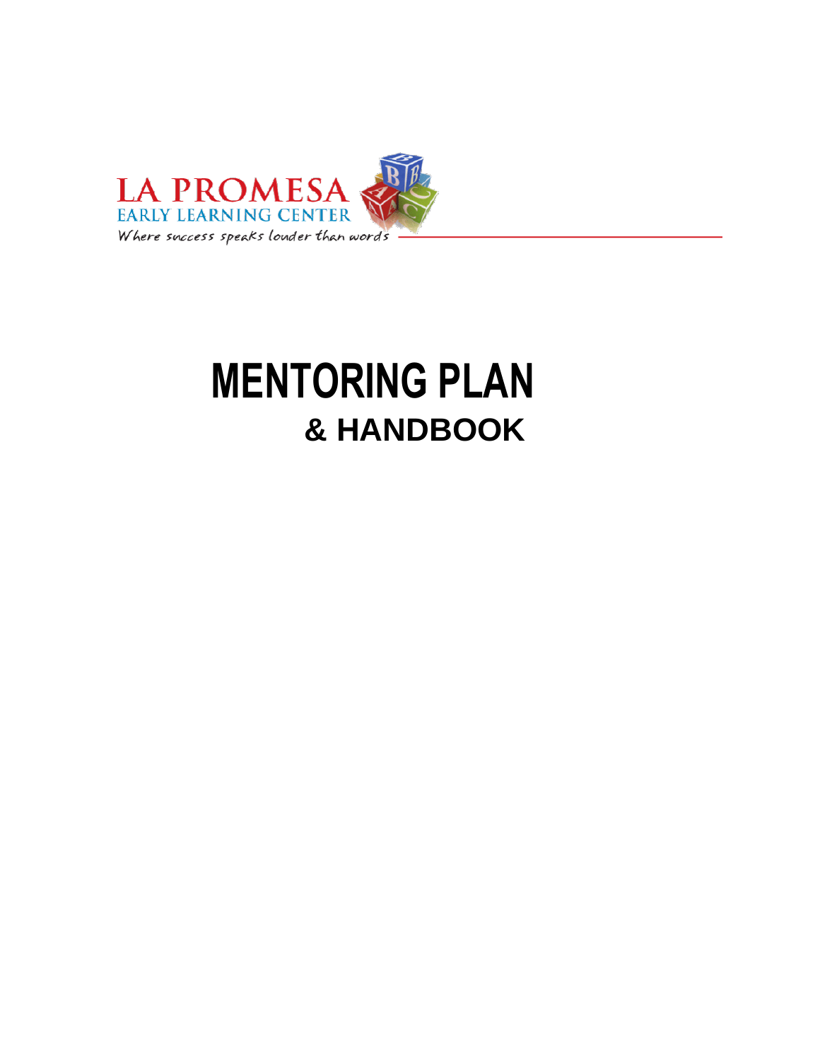LA PROMESA

EARLY LEARNING CENTER

*Where success speaks louder than words*

# MENTORING PLAN

## & HANDBOOK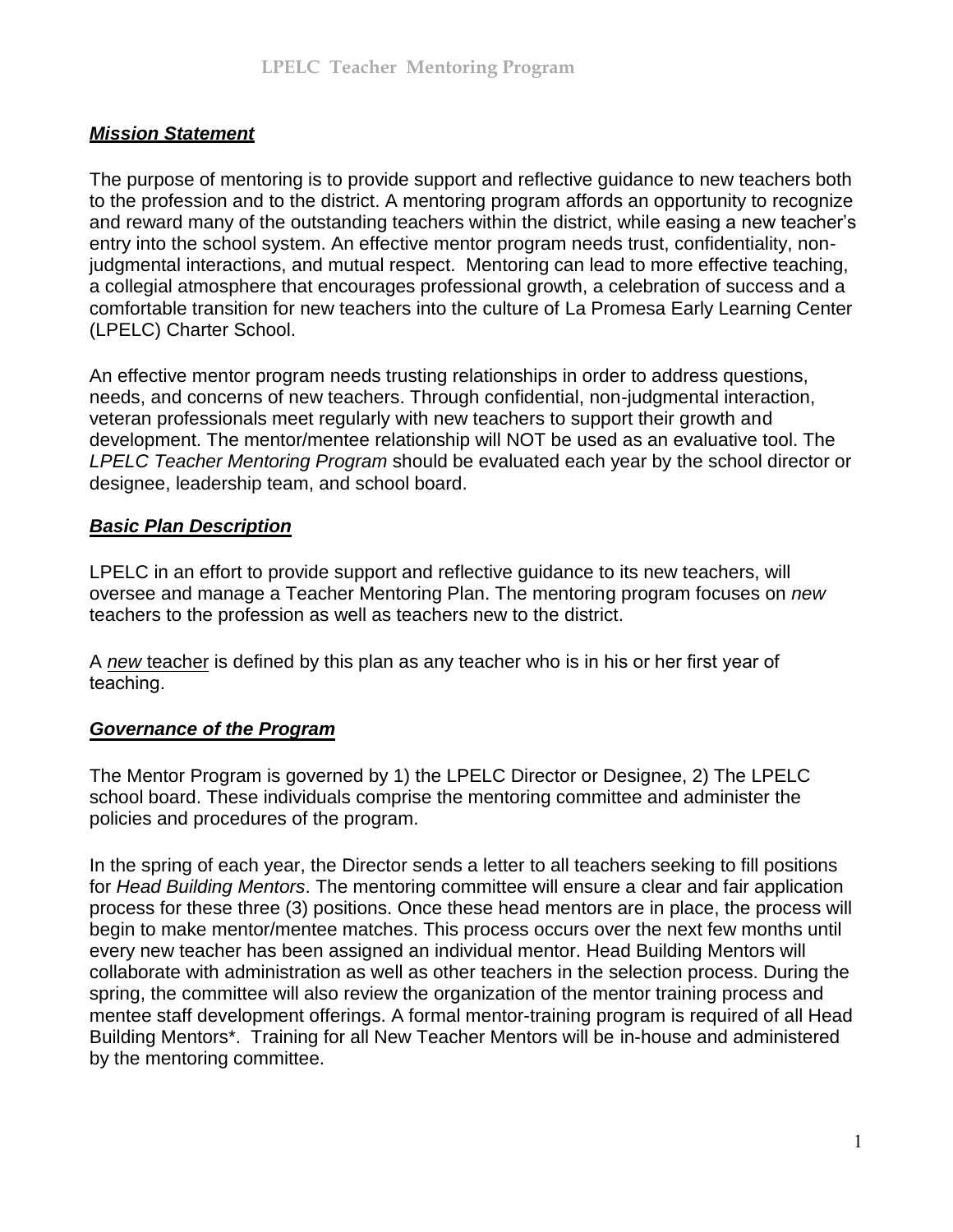# LPELC Teacher Mentoring Program

## ***Mission Statement***

The purpose of mentoring is to provide support and reflective guidance to new teachers both to the profession and to the district. A mentoring program affords an opportunity to recognize and reward many of the outstanding teachers within the district, while easing a new teacher's entry into the school system. An effective mentor program needs trust, confidentiality, non-judgmental interactions, and mutual respect. Mentoring can lead to more effective teaching, a collegial atmosphere that encourages professional growth, a celebration of success and a comfortable transition for new teachers into the culture of La Promesa Early Learning Center (LPELC) Charter School.

An effective mentor program needs trusting relationships in order to address questions, needs, and concerns of new teachers. Through confidential, non-judgmental interaction, veteran professionals meet regularly with new teachers to support their growth and development. The mentor/mentee relationship will NOT be used as an evaluative tool. The *LPELC Teacher Mentoring Program* should be evaluated each year by the school director or designee, leadership team, and school board.

## ***Basic Plan Description***

LPELC in an effort to provide support and reflective guidance to its new teachers, will oversee and manage a Teacher Mentoring Plan. The mentoring program focuses on *new* teachers to the profession as well as teachers new to the district.

A *new* teacher is defined by this plan as any teacher who is in his or her first year of teaching.

## ***Governance of the Program***

The Mentor Program is governed by 1) the LPELC Director or Designee, 2) The LPELC school board. These individuals comprise the mentoring committee and administer the policies and procedures of the program.

In the spring of each year, the Director sends a letter to all teachers seeking to fill positions for *Head Building Mentors*. The mentoring committee will ensure a clear and fair application process for these three (3) positions. Once these head mentors are in place, the process will begin to make mentor/mentee matches. This process occurs over the next few months until every new teacher has been assigned an individual mentor. Head Building Mentors will collaborate with administration as well as other teachers in the selection process. During the spring, the committee will also review the organization of the mentor training process and mentee staff development offerings. A formal mentor-training program is required of all Head Building Mentors*. Training for all New Teacher Mentors will be in-house and administered by the mentoring committee.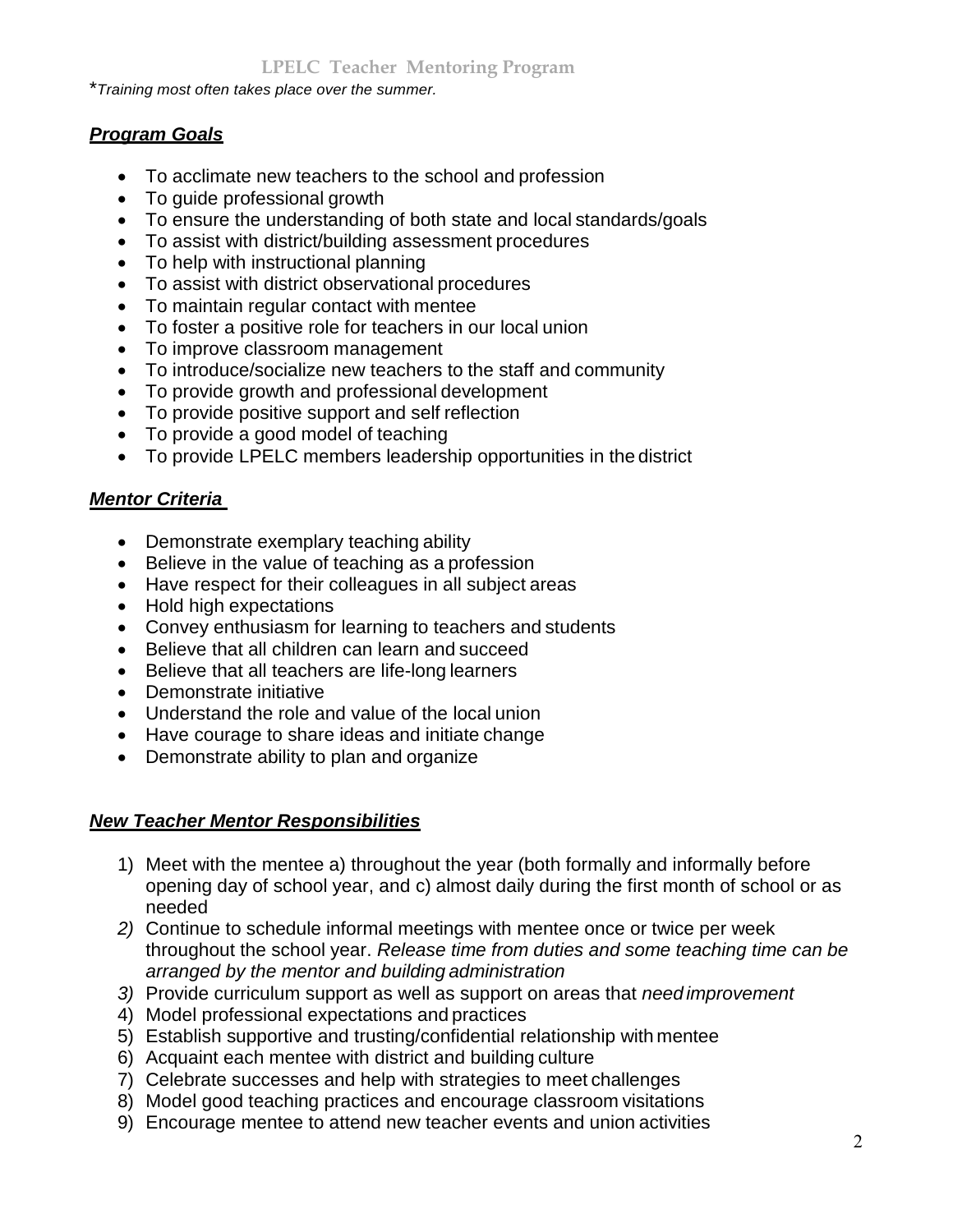*\*Training most often takes place over the summer.*

## ***Program Goals***

- To acclimate new teachers to the school and profession
- To guide professional growth
- To ensure the understanding of both state and local standards/goals
- To assist with district/building assessment procedures
- To help with instructional planning
- To assist with district observational procedures
- To maintain regular contact with mentee
- To foster a positive role for teachers in our local union
- To improve classroom management
- To introduce/socialize new teachers to the staff and community
- To provide growth and professional development
- To provide positive support and self reflection
- To provide a good model of teaching
- To provide LPELC members leadership opportunities in the district

## ***Mentor Criteria***

- Demonstrate exemplary teaching ability
- Believe in the value of teaching as a profession
- Have respect for their colleagues in all subject areas
- Hold high expectations
- Convey enthusiasm for learning to teachers and students
- Believe that all children can learn and succeed
- Believe that all teachers are life-long learners
- Demonstrate initiative
- Understand the role and value of the local union
- Have courage to share ideas and initiate change
- Demonstrate ability to plan and organize

## ***New Teacher Mentor Responsibilities***

1) Meet with the mentee a) throughout the year (both formally and informally before opening day of school year, and c) almost daily during the first month of school or as needed
2) Continue to schedule informal meetings with mentee once or twice per week throughout the school year. *Release time from duties and some teaching time can be arranged by the mentor and building administration*
3) Provide curriculum support as well as support on areas that *need improvement*
4) Model professional expectations and practices
5) Establish supportive and trusting/confidential relationship with mentee
6) Acquaint each mentee with district and building culture
7) Celebrate successes and help with strategies to meet challenges
8) Model good teaching practices and encourage classroom visitations
9) Encourage mentee to attend new teacher events and union activities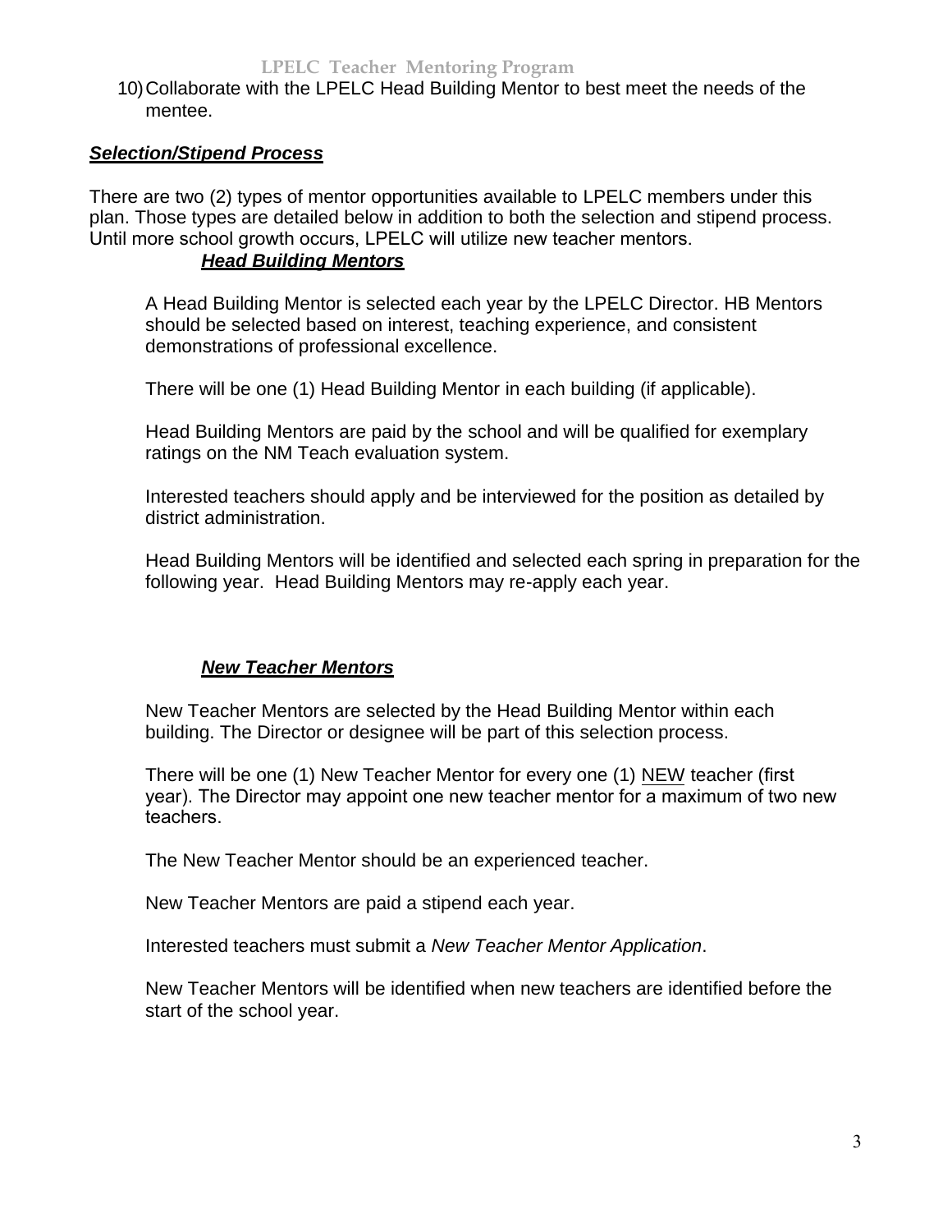10) Collaborate with the LPELC Head Building Mentor to best meet the needs of the mentee.

***Selection/Stipend Process***

There are two (2) types of mentor opportunities available to LPELC members under this plan. Those types are detailed below in addition to both the selection and stipend process. Until more school growth occurs, LPELC will utilize new teacher mentors.

***Head Building Mentors***

A Head Building Mentor is selected each year by the LPELC Director. HB Mentors should be selected based on interest, teaching experience, and consistent demonstrations of professional excellence.

There will be one (1) Head Building Mentor in each building (if applicable).

Head Building Mentors are paid by the school and will be qualified for exemplary ratings on the NM Teach evaluation system.

Interested teachers should apply and be interviewed for the position as detailed by district administration.

Head Building Mentors will be identified and selected each spring in preparation for the following year. Head Building Mentors may re-apply each year.

***New Teacher Mentors***

New Teacher Mentors are selected by the Head Building Mentor within each building. The Director or designee will be part of this selection process.

There will be one (1) New Teacher Mentor for every one (1) NEW teacher (first year). The Director may appoint one new teacher mentor for a maximum of two new teachers.

The New Teacher Mentor should be an experienced teacher.

New Teacher Mentors are paid a stipend each year.

Interested teachers must submit a *New Teacher Mentor Application*.

New Teacher Mentors will be identified when new teachers are identified before the start of the school year.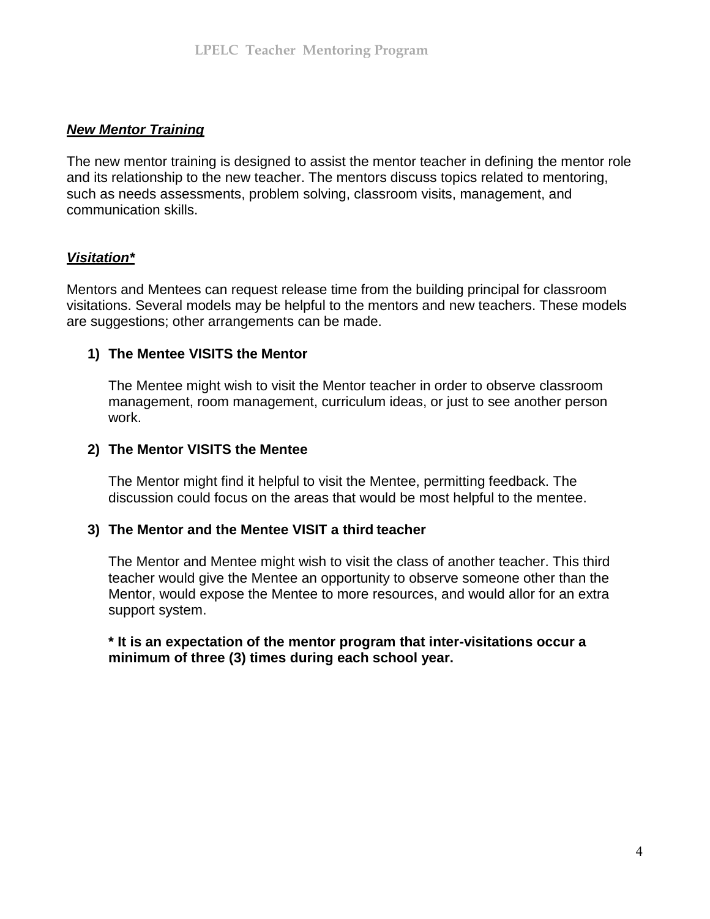***New Mentor Training***

The new mentor training is designed to assist the mentor teacher in defining the mentor role and its relationship to the new teacher. The mentors discuss topics related to mentoring, such as needs assessments, problem solving, classroom visits, management, and communication skills.

***Visitation****

Mentors and Mentees can request release time from the building principal for classroom visitations. Several models may be helpful to the mentors and new teachers. These models are suggestions; other arrangements can be made.

1) **The Mentee VISITS the Mentor**

   The Mentee might wish to visit the Mentor teacher in order to observe classroom management, room management, curriculum ideas, or just to see another person work.

2) **The Mentor VISITS the Mentee**

   The Mentor might find it helpful to visit the Mentee, permitting feedback. The discussion could focus on the areas that would be most helpful to the mentee.

3) **The Mentor and the Mentee VISIT a third teacher**

   The Mentor and Mentee might wish to visit the class of another teacher. This third teacher would give the Mentee an opportunity to observe someone other than the Mentor, would expose the Mentee to more resources, and would allor for an extra support system.

   **\* It is an expectation of the mentor program that inter-visitations occur a minimum of three (3) times during each school year.**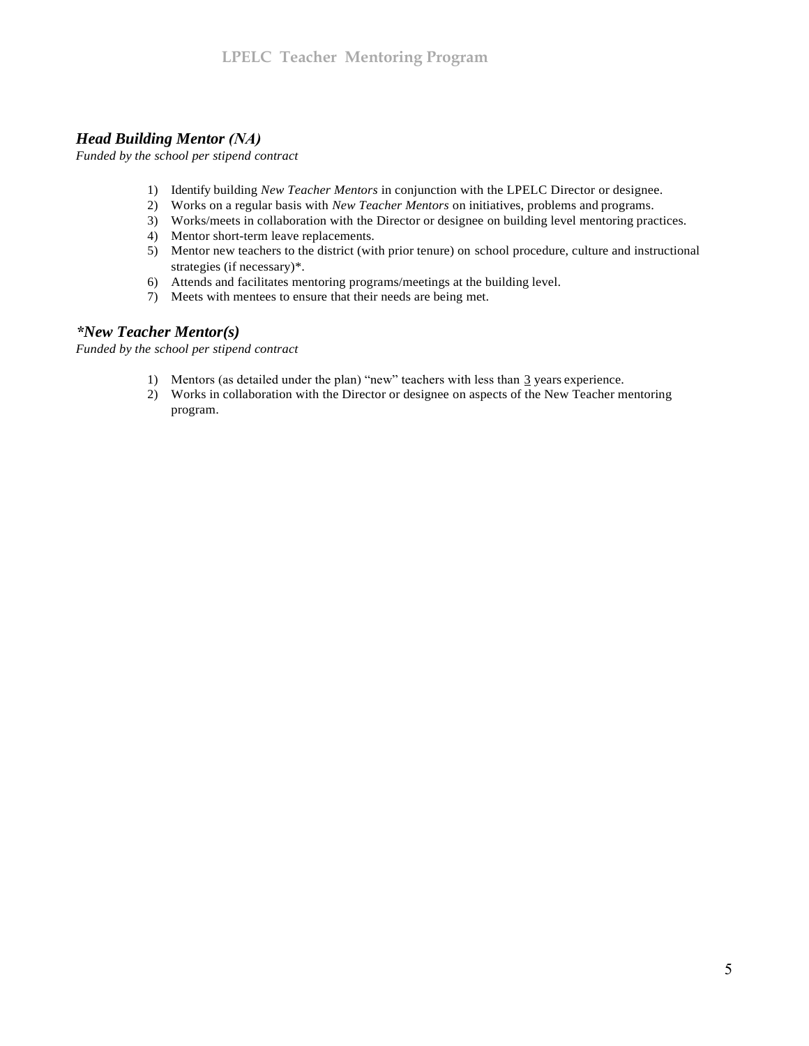### *Head Building Mentor (NA)*

*Funded by the school per stipend contract*

1) Identify building *New Teacher Mentors* in conjunction with the LPELC Director or designee.
2) Works on a regular basis with *New Teacher Mentors* on initiatives, problems and programs.
3) Works/meets in collaboration with the Director or designee on building level mentoring practices.
4) Mentor short-term leave replacements.
5) Mentor new teachers to the district (with prior tenure) on school procedure, culture and instructional strategies (if necessary)*.
6) Attends and facilitates mentoring programs/meetings at the building level.
7) Meets with mentees to ensure that their needs are being met.

### *\*New Teacher Mentor(s)*

*Funded by the school per stipend contract*

1) Mentors (as detailed under the plan) "new" teachers with less than 3 years experience.
2) Works in collaboration with the Director or designee on aspects of the New Teacher mentoring program.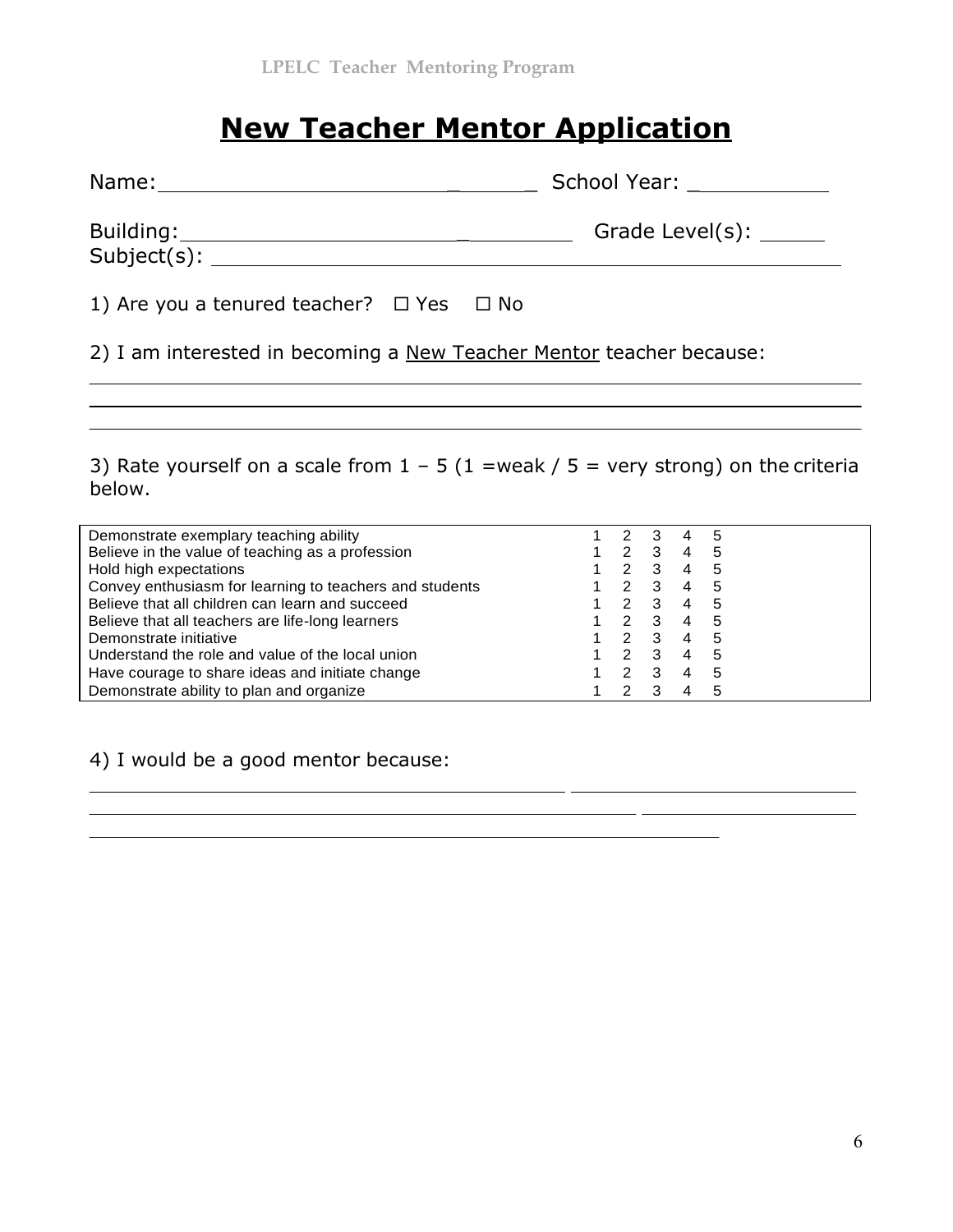LPELC Teacher Mentoring Program

# New Teacher Mentor Application

Name: ______________________________ School Year: ___________

Building: ______________________________ Grade Level(s): ______
Subject(s): ______________________________________________________

1) Are you a tenured teacher? ☐ Yes ☐ No

2) I am interested in becoming a New Teacher Mentor teacher because:

______________________________________________________________________

______________________________________________________________________

______________________________________________________________________

3) Rate yourself on a scale from 1 – 5 (1 =weak / 5 = very strong) on the criteria below.

| Criteria | | | | | |
|---|---|---|---|---|---|
| Demonstrate exemplary teaching ability | 1 | 2 | 3 | 4 | 5 |
| Believe in the value of teaching as a profession | 1 | 2 | 3 | 4 | 5 |
| Hold high expectations | 1 | 2 | 3 | 4 | 5 |
| Convey enthusiasm for learning to teachers and students | 1 | 2 | 3 | 4 | 5 |
| Believe that all children can learn and succeed | 1 | 2 | 3 | 4 | 5 |
| Believe that all teachers are life-long learners | 1 | 2 | 3 | 4 | 5 |
| Demonstrate initiative | 1 | 2 | 3 | 4 | 5 |
| Understand the role and value of the local union | 1 | 2 | 3 | 4 | 5 |
| Have courage to share ideas and initiate change | 1 | 2 | 3 | 4 | 5 |
| Demonstrate ability to plan and organize | 1 | 2 | 3 | 4 | 5 |

4) I would be a good mentor because:

______________________________________________________________________

______________________________________________________________________

______________________________________________________________________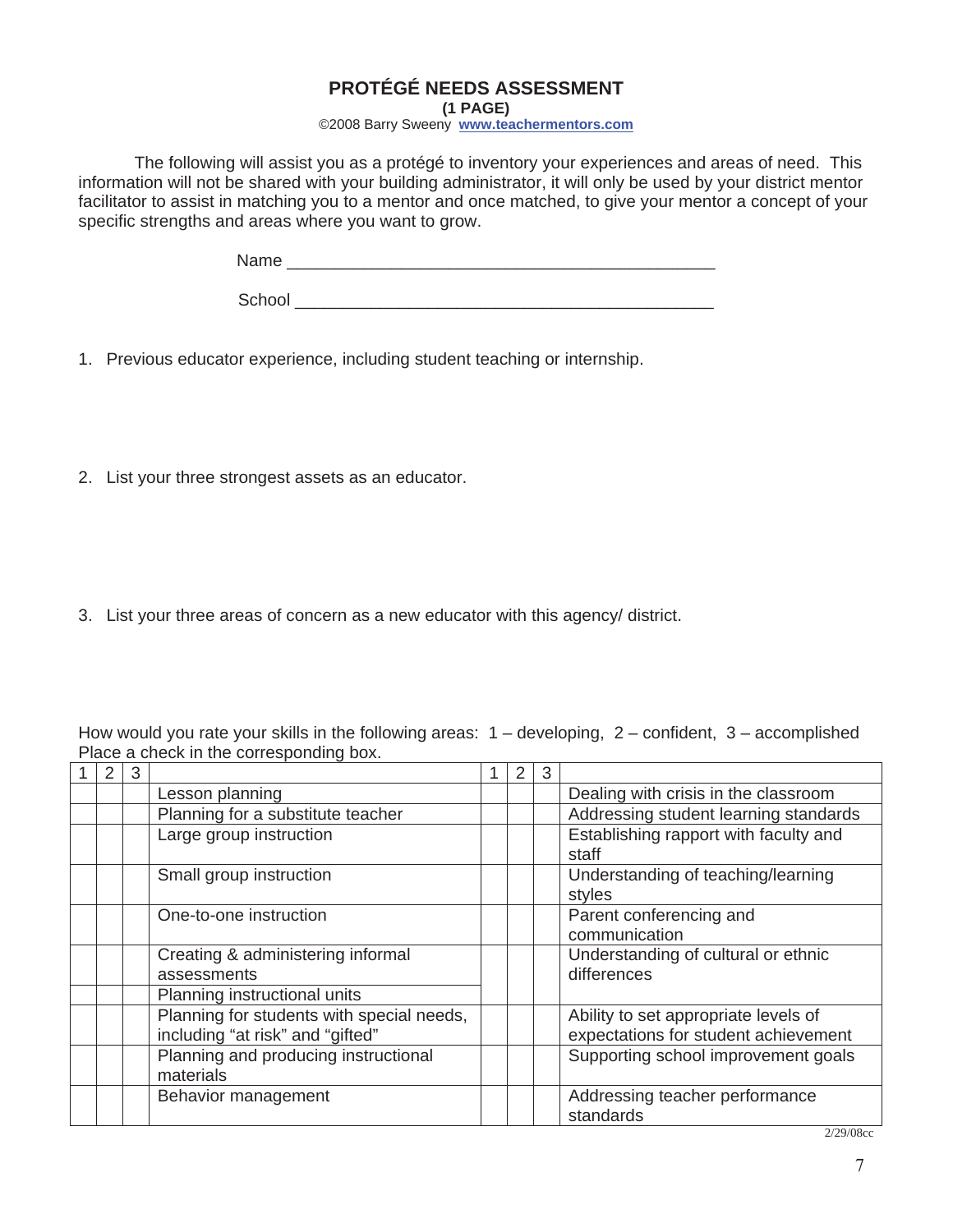# PROTÉGÉ NEEDS ASSESSMENT

**(1 PAGE)**

©2008 Barry Sweeny **www.teachermentors.com**

The following will assist you as a protégé to inventory your experiences and areas of need. This information will not be shared with your building administrator, it will only be used by your district mentor facilitator to assist in matching you to a mentor and once matched, to give your mentor a concept of your specific strengths and areas where you want to grow.

Name _____________________________________________

School ____________________________________________

1. Previous educator experience, including student teaching or internship.

2. List your three strongest assets as an educator.

3. List your three areas of concern as a new educator with this agency/ district.

How would you rate your skills in the following areas: 1 – developing, 2 – confident, 3 – accomplished
Place a check in the corresponding box.

| 1 | 2 | 3 | | 1 | 2 | 3 | |
|---|---|---|---|---|---|---|---|
| | | | Lesson planning | | | | Dealing with crisis in the classroom |
| | | | Planning for a substitute teacher | | | | Addressing student learning standards |
| | | | Large group instruction | | | | Establishing rapport with faculty and staff |
| | | | Small group instruction | | | | Understanding of teaching/learning styles |
| | | | One-to-one instruction | | | | Parent conferencing and communication |
| | | | Creating & administering informal assessments | | | | Understanding of cultural or ethnic differences |
| | | | Planning instructional units | | | | |
| | | | Planning for students with special needs, including "at risk" and "gifted" | | | | Ability to set appropriate levels of expectations for student achievement |
| | | | Planning and producing instructional materials | | | | Supporting school improvement goals |
| | | | Behavior management | | | | Addressing teacher performance standards |

2/29/08cc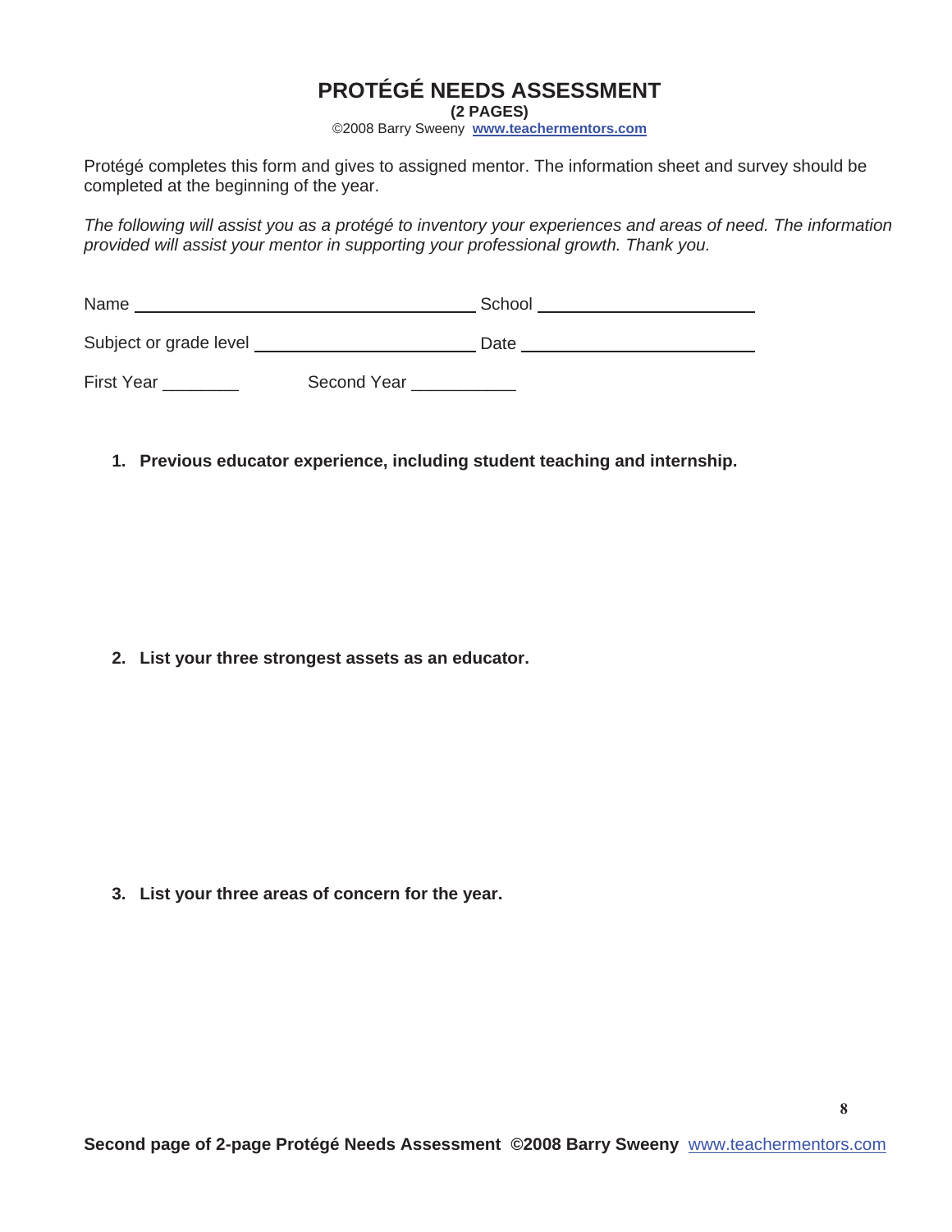# PROTÉGÉ NEEDS ASSESSMENT

**(2 PAGES)**

©2008 Barry Sweeny **www.teachermentors.com**

Protégé completes this form and gives to assigned mentor. The information sheet and survey should be completed at the beginning of the year.

*The following will assist you as a protégé to inventory your experiences and areas of need. The information provided will assist your mentor in supporting your professional growth. Thank you.*

Name ______________________________ School ____________________

Subject or grade level ____________________ Date ______________________

First Year ________ Second Year ___________

1. **Previous educator experience, including student teaching and internship.**

2. **List your three strongest assets as an educator.**

3. **List your three areas of concern for the year.**

**Second page of 2-page Protégé Needs Assessment ©2008 Barry Sweeny** www.teachermentors.com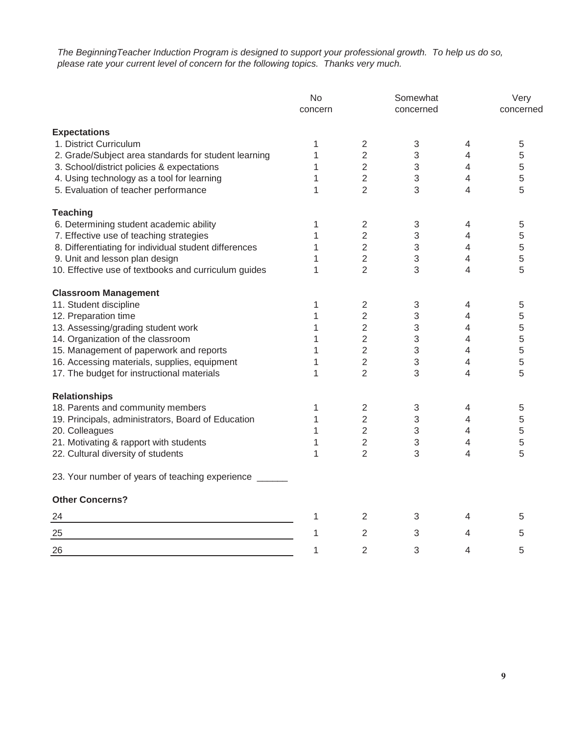*The BeginningTeacher Induction Program is designed to support your professional growth. To help us do so, please rate your current level of concern for the following topics. Thanks very much.*

| | No concern | | Somewhat concerned | | Very concerned |
|---|---|---|---|---|---|
| **Expectations** | | | | | |
| 1. District Curriculum | 1 | 2 | 3 | 4 | 5 |
| 2. Grade/Subject area standards for student learning | 1 | 2 | 3 | 4 | 5 |
| 3. School/district policies & expectations | 1 | 2 | 3 | 4 | 5 |
| 4. Using technology as a tool for learning | 1 | 2 | 3 | 4 | 5 |
| 5. Evaluation of teacher performance | 1 | 2 | 3 | 4 | 5 |
| **Teaching** | | | | | |
| 6. Determining student academic ability | 1 | 2 | 3 | 4 | 5 |
| 7. Effective use of teaching strategies | 1 | 2 | 3 | 4 | 5 |
| 8. Differentiating for individual student differences | 1 | 2 | 3 | 4 | 5 |
| 9. Unit and lesson plan design | 1 | 2 | 3 | 4 | 5 |
| 10. Effective use of textbooks and curriculum guides | 1 | 2 | 3 | 4 | 5 |
| **Classroom Management** | | | | | |
| 11. Student discipline | 1 | 2 | 3 | 4 | 5 |
| 12. Preparation time | 1 | 2 | 3 | 4 | 5 |
| 13. Assessing/grading student work | 1 | 2 | 3 | 4 | 5 |
| 14. Organization of the classroom | 1 | 2 | 3 | 4 | 5 |
| 15. Management of paperwork and reports | 1 | 2 | 3 | 4 | 5 |
| 16. Accessing materials, supplies, equipment | 1 | 2 | 3 | 4 | 5 |
| 17. The budget for instructional materials | 1 | 2 | 3 | 4 | 5 |
| **Relationships** | | | | | |
| 18. Parents and community members | 1 | 2 | 3 | 4 | 5 |
| 19. Principals, administrators, Board of Education | 1 | 2 | 3 | 4 | 5 |
| 20. Colleagues | 1 | 2 | 3 | 4 | 5 |
| 21. Motivating & rapport with students | 1 | 2 | 3 | 4 | 5 |
| 22. Cultural diversity of students | 1 | 2 | 3 | 4 | 5 |

23. Your number of years of teaching experience ______

**Other Concerns?**

| | | | | | |
|---|---|---|---|---|---|
| 24 ______________________________ | 1 | 2 | 3 | 4 | 5 |
| 25 ______________________________ | 1 | 2 | 3 | 4 | 5 |
| 26 ______________________________ | 1 | 2 | 3 | 4 | 5 |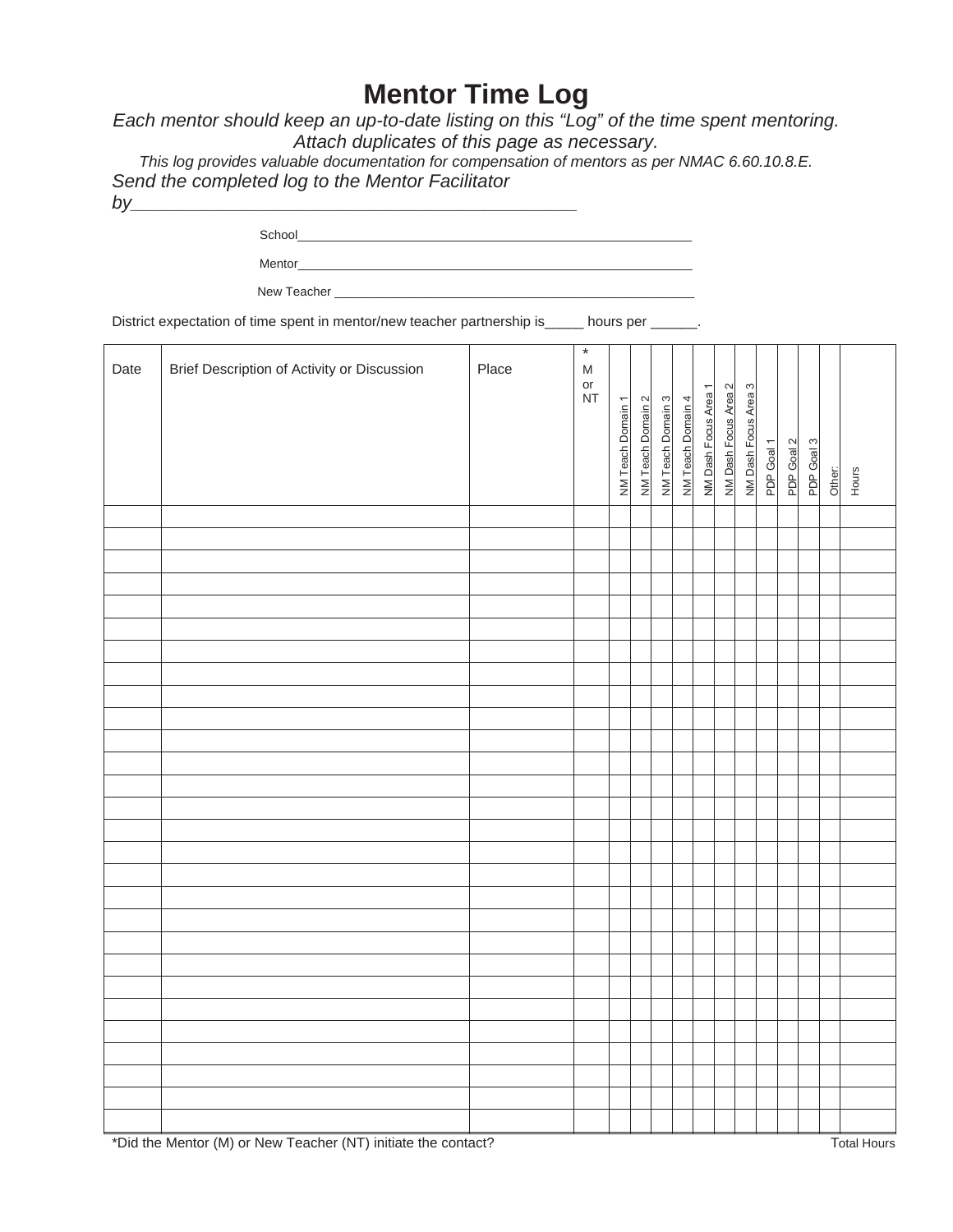# Mentor Time Log

*Each mentor should keep an up-to-date listing on this "Log" of the time spent mentoring. Attach duplicates of this page as necessary.*

*This log provides valuable documentation for compensation of mentors as per NMAC 6.60.10.8.E.*

*Send the completed log to the Mentor Facilitator by*_______________________________________________

School_______________________________________________________

Mentor_______________________________________________________

New Teacher _________________________________________________

District expectation of time spent in mentor/new teacher partnership is_____ hours per ______.

| Date | Brief Description of Activity or Discussion | Place | * M or NT | NM Teach Domain 1 | NM Teach Domain 2 | NM Teach Domain 3 | NM Teach Domain 4 | NM Dash Focus Area 1 | NM Dash Focus Area 2 | NM Dash Focus Area 3 | PDP Goal 1 | PDP Goal 2 | PDP Goal 3 | Other: | Hours |
|---|---|---|---|---|---|---|---|---|---|---|---|---|---|---|---|
| | | | | | | | | | | | | | | | |
| | | | | | | | | | | | | | | | |
| | | | | | | | | | | | | | | | |
| | | | | | | | | | | | | | | | |
| | | | | | | | | | | | | | | | |
| | | | | | | | | | | | | | | | |
| | | | | | | | | | | | | | | | |
| | | | | | | | | | | | | | | | |
| | | | | | | | | | | | | | | | |
| | | | | | | | | | | | | | | | |
| | | | | | | | | | | | | | | | |
| | | | | | | | | | | | | | | | |
| | | | | | | | | | | | | | | | |
| | | | | | | | | | | | | | | | |
| | | | | | | | | | | | | | | | |
| | | | | | | | | | | | | | | | |
| | | | | | | | | | | | | | | | |
| | | | | | | | | | | | | | | | |
| | | | | | | | | | | | | | | | |
| | | | | | | | | | | | | | | | |
| | | | | | | | | | | | | | | | |
| | | | | | | | | | | | | | | | |
| | | | | | | | | | | | | | | | |
| | | | | | | | | | | | | | | | |
| | | | | | | | | | | | | | | | |
| | | | | | | | | | | | | | | | |
| | | | | | | | | | | | | | | | |

*Did the Mentor (M) or New Teacher (NT) initiate the contact? Total Hours